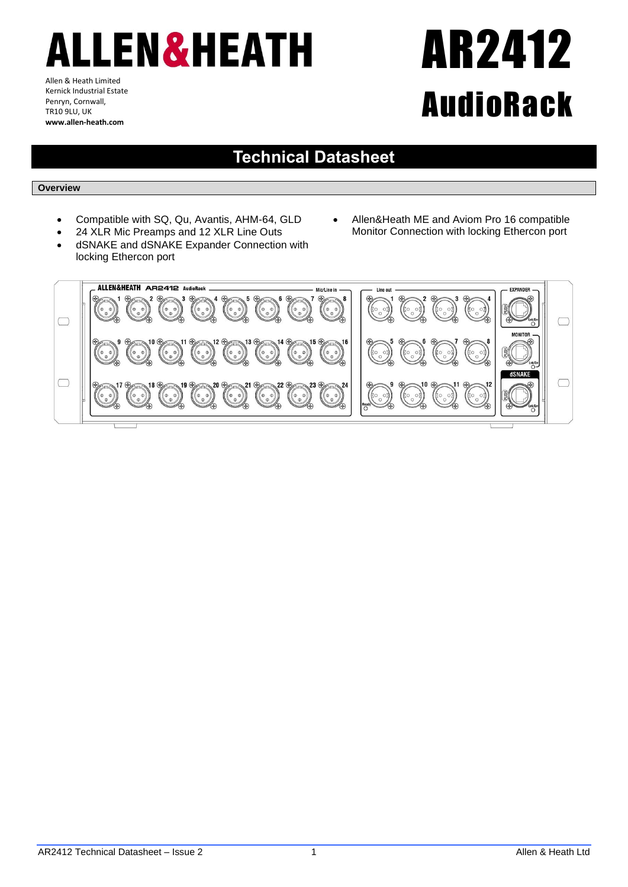# ALLEN&HEATH

Allen & Heath Limited
Kernick Industrial Estate
Penryn, Cornwall,
TR10 9LU, UK
**www.allen-heath.com**

# AR2412 AudioRack

## Technical Datasheet

### Overview

- Compatible with SQ, Qu, Avantis, AHM-64, GLD
- 24 XLR Mic Preamps and 12 XLR Line Outs
- dSNAKE and dSNAKE Expander Connection with locking Ethercon port
- Allen&Heath ME and Aviom Pro 16 compatible Monitor Connection with locking Ethercon port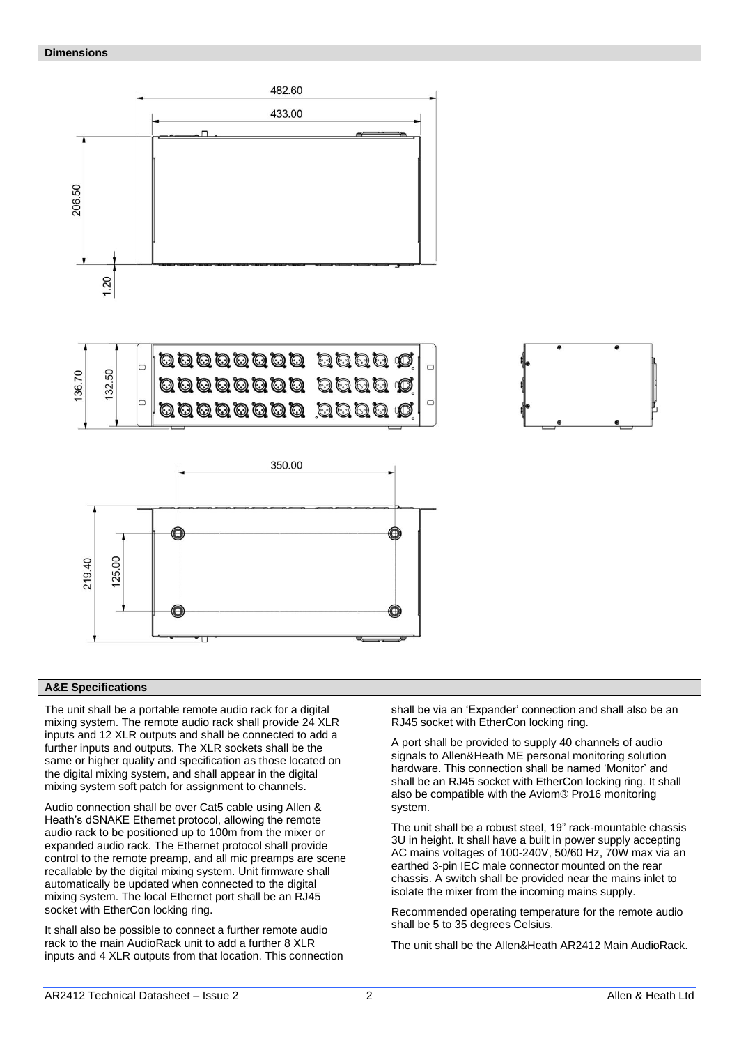## Dimensions

## A&E Specifications

The unit shall be a portable remote audio rack for a digital mixing system. The remote audio rack shall provide 24 XLR inputs and 12 XLR outputs and shall be connected to add a further inputs and outputs. The XLR sockets shall be the same or higher quality and specification as those located on the digital mixing system, and shall appear in the digital mixing system soft patch for assignment to channels.

Audio connection shall be over Cat5 cable using Allen & Heath's dSNAKE Ethernet protocol, allowing the remote audio rack to be positioned up to 100m from the mixer or expanded audio rack. The Ethernet protocol shall provide control to the remote preamp, and all mic preamps are scene recallable by the digital mixing system. Unit firmware shall automatically be updated when connected to the digital mixing system. The local Ethernet port shall be an RJ45 socket with EtherCon locking ring.

It shall also be possible to connect a further remote audio rack to the main AudioRack unit to add a further 8 XLR inputs and 4 XLR outputs from that location. This connection shall be via an 'Expander' connection and shall also be an RJ45 socket with EtherCon locking ring.

A port shall be provided to supply 40 channels of audio signals to Allen&Heath ME personal monitoring solution hardware. This connection shall be named 'Monitor' and shall be an RJ45 socket with EtherCon locking ring. It shall also be compatible with the Aviom® Pro16 monitoring system.

The unit shall be a robust steel, 19" rack-mountable chassis 3U in height. It shall have a built in power supply accepting AC mains voltages of 100-240V, 50/60 Hz, 70W max via an earthed 3-pin IEC male connector mounted on the rear chassis. A switch shall be provided near the mains inlet to isolate the mixer from the incoming mains supply.

Recommended operating temperature for the remote audio shall be 5 to 35 degrees Celsius.

The unit shall be the Allen&Heath AR2412 Main AudioRack.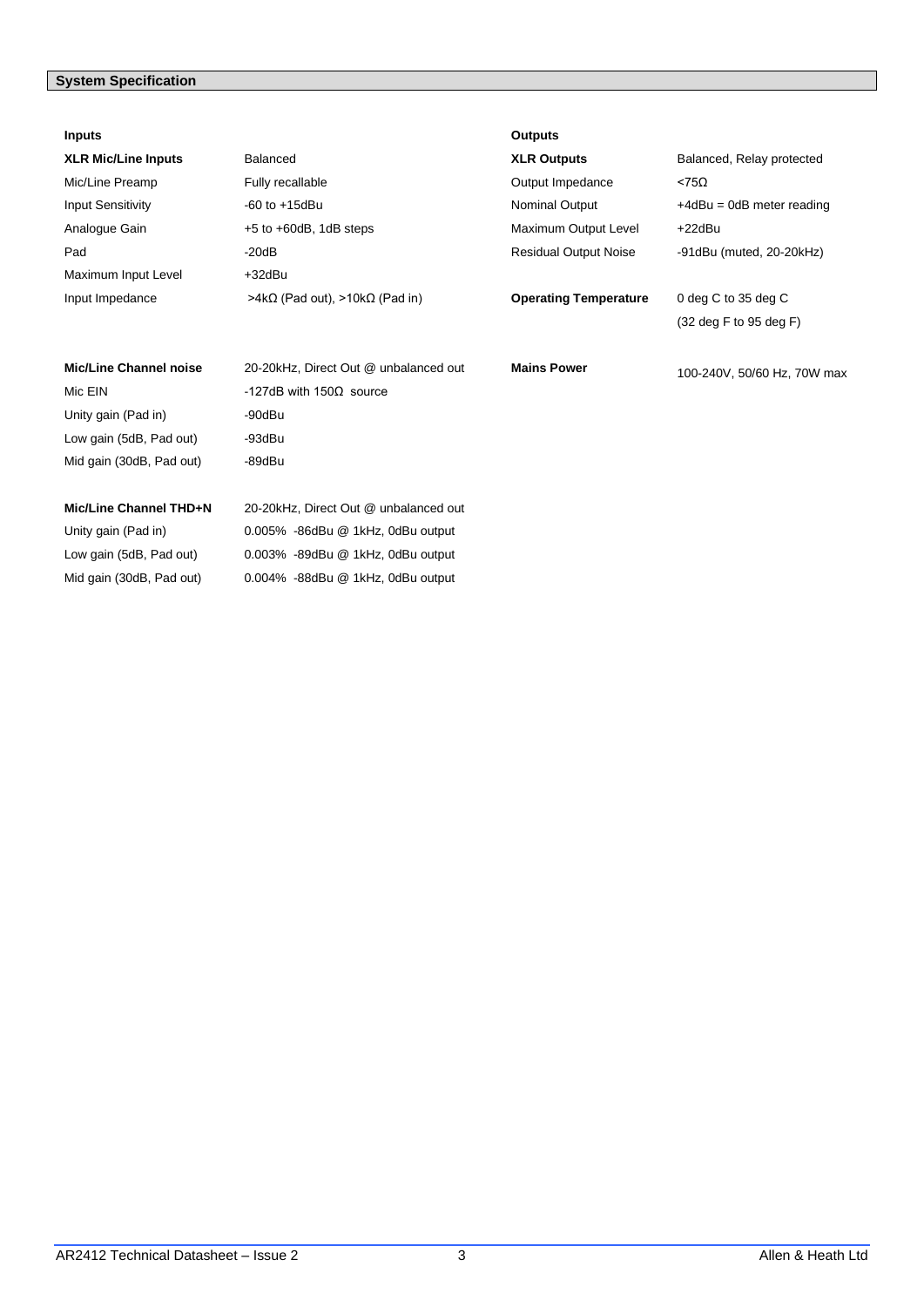## System Specification

| | |
|---|---|
| **Inputs** | |
| **XLR Mic/Line Inputs** | Balanced |
| Mic/Line Preamp | Fully recallable |
| Input Sensitivity | -60 to +15dBu |
| Analogue Gain | +5 to +60dB, 1dB steps |
| Pad | -20dB |
| Maximum Input Level | +32dBu |
| Input Impedance | >4kΩ (Pad out), >10kΩ (Pad in) |

| | |
|---|---|
| **Mic/Line Channel noise** | 20-20kHz, Direct Out @ unbalanced out |
| Mic EIN | -127dB with 150Ω source |
| Unity gain (Pad in) | -90dBu |
| Low gain (5dB, Pad out) | -93dBu |
| Mid gain (30dB, Pad out) | -89dBu |

| | |
|---|---|
| **Mic/Line Channel THD+N** | 20-20kHz, Direct Out @ unbalanced out |
| Unity gain (Pad in) | 0.005% -86dBu @ 1kHz, 0dBu output |
| Low gain (5dB, Pad out) | 0.003% -89dBu @ 1kHz, 0dBu output |
| Mid gain (30dB, Pad out) | 0.004% -88dBu @ 1kHz, 0dBu output |

| | |
|---|---|
| **Outputs** | |
| **XLR Outputs** | Balanced, Relay protected |
| Output Impedance | <75Ω |
| Nominal Output | +4dBu = 0dB meter reading |
| Maximum Output Level | +22dBu |
| Residual Output Noise | -91dBu (muted, 20-20kHz) |

| | |
|---|---|
| **Operating Temperature** | 0 deg C to 35 deg C (32 deg F to 95 deg F) |
| **Mains Power** | 100-240V, 50/60 Hz, 70W max |